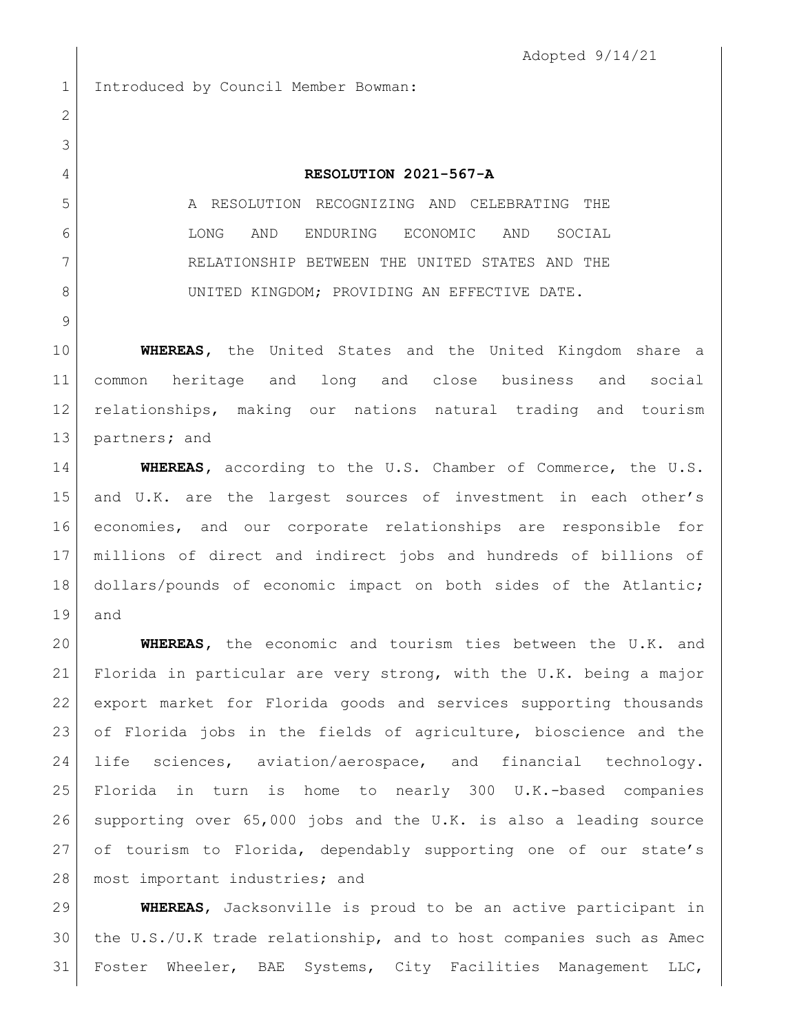Adopted 9/14/21

Introduced by Council Member Bowman:

**RESOLUTION 2021-567-A**

A RESOLUTION RECOGNIZING AND CELEBRATING THE LONG AND ENDURING ECONOMIC AND SOCIAL RELATIONSHIP BETWEEN THE UNITED STATES AND THE UNITED KINGDOM; PROVIDING AN EFFECTIVE DATE.

**WHEREAS**, the United States and the United Kingdom share a common heritage and long and close business and social relationships, making our nations natural trading and tourism partners; and

**WHEREAS**, according to the U.S. Chamber of Commerce, the U.S. and U.K. are the largest sources of investment in each other's economies, and our corporate relationships are responsible for millions of direct and indirect jobs and hundreds of billions of dollars/pounds of economic impact on both sides of the Atlantic; and

**WHEREAS**, the economic and tourism ties between the U.K. and Florida in particular are very strong, with the U.K. being a major export market for Florida goods and services supporting thousands of Florida jobs in the fields of agriculture, bioscience and the life sciences, aviation/aerospace, and financial technology. Florida in turn is home to nearly 300 U.K.-based companies supporting over 65,000 jobs and the U.K. is also a leading source of tourism to Florida, dependably supporting one of our state's most important industries; and

**WHEREAS**, Jacksonville is proud to be an active participant in the U.S./U.K trade relationship, and to host companies such as Amec Foster Wheeler, BAE Systems, City Facilities Management LLC,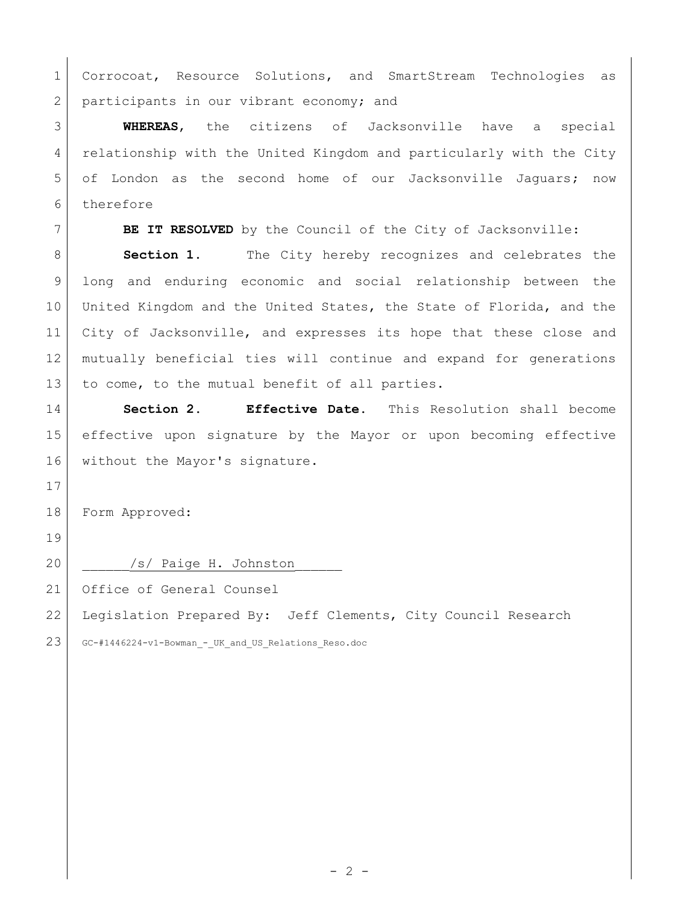Corrocoat, Resource Solutions, and SmartStream Technologies as participants in our vibrant economy; and

**WHEREAS**, the citizens of Jacksonville have a special relationship with the United Kingdom and particularly with the City of London as the second home of our Jacksonville Jaguars; now therefore

**BE IT RESOLVED** by the Council of the City of Jacksonville:

**Section 1.** The City hereby recognizes and celebrates the long and enduring economic and social relationship between the United Kingdom and the United States, the State of Florida, and the City of Jacksonville, and expresses its hope that these close and mutually beneficial ties will continue and expand for generations to come, to the mutual benefit of all parties.

**Section 2. Effective Date.** This Resolution shall become effective upon signature by the Mayor or upon becoming effective without the Mayor's signature.

Form Approved:

______/s/ Paige H. Johnston______

Office of General Counsel

Legislation Prepared By: Jeff Clements, City Council Research

GC-#1446224-v1-Bowman_-_UK_and_US_Relations_Reso.doc